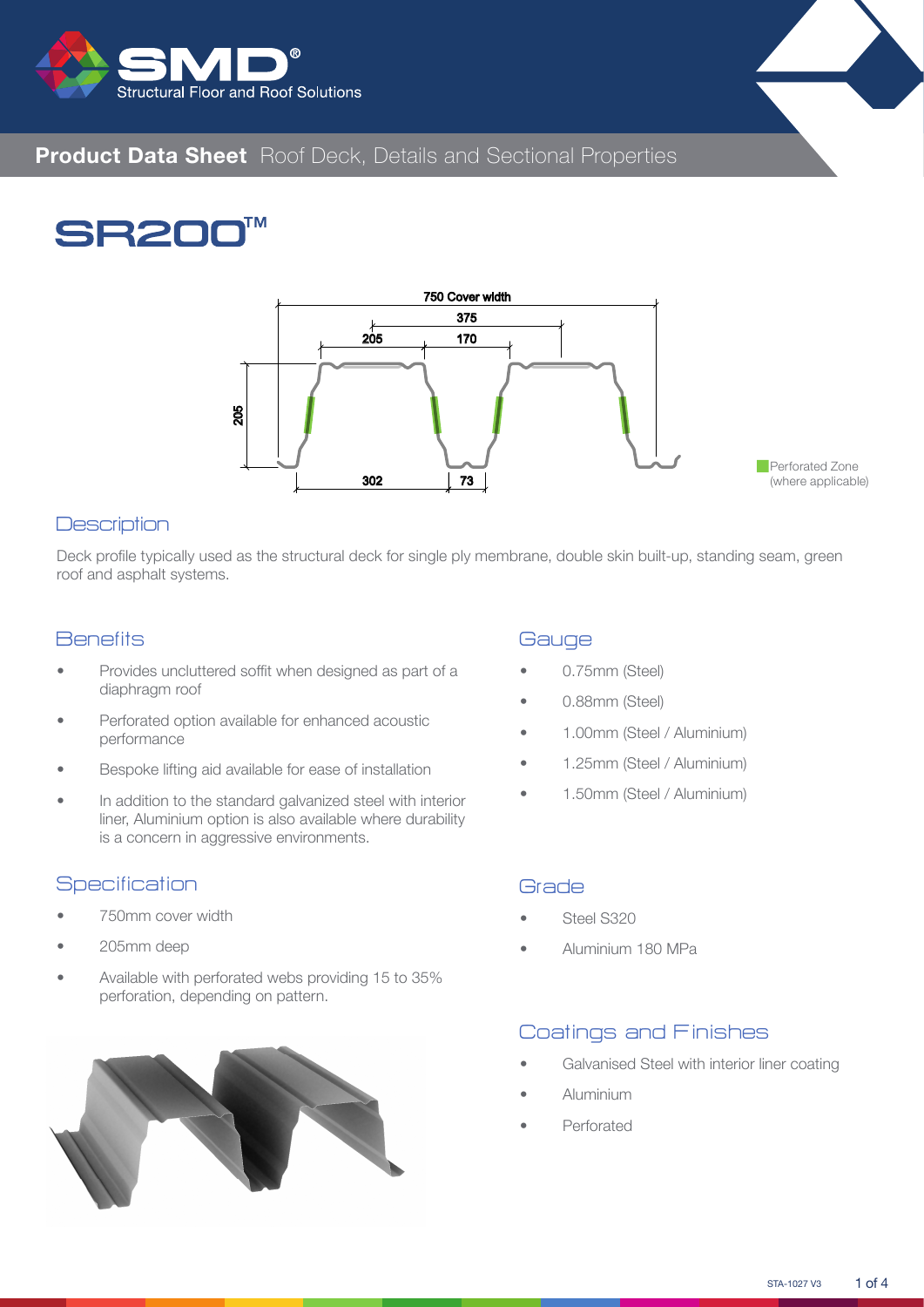# Product Data Sheet Roof Deck, Details and Sectional Properties

# SR200™

Perforated Zone (where applicable)

## Description

Deck profile typically used as the structural deck for single ply membrane, double skin built-up, standing seam, green roof and asphalt systems.

## Benefits

- Provides uncluttered soffit when designed as part of a diaphragm roof
- Perforated option available for enhanced acoustic performance
- Bespoke lifting aid available for ease of installation
- In addition to the standard galvanized steel with interior liner, Aluminium option is also available where durability is a concern in aggressive environments.

## Specification

- 750mm cover width
- 205mm deep
- Available with perforated webs providing 15 to 35% perforation, depending on pattern.

## Gauge

- 0.75mm (Steel)
- 0.88mm (Steel)
- 1.00mm (Steel / Aluminium)
- 1.25mm (Steel / Aluminium)
- 1.50mm (Steel / Aluminium)

## Grade

- Steel S320
- Aluminium 180 MPa

## Coatings and Finishes

- Galvanised Steel with interior liner coating
- Aluminium
- Perforated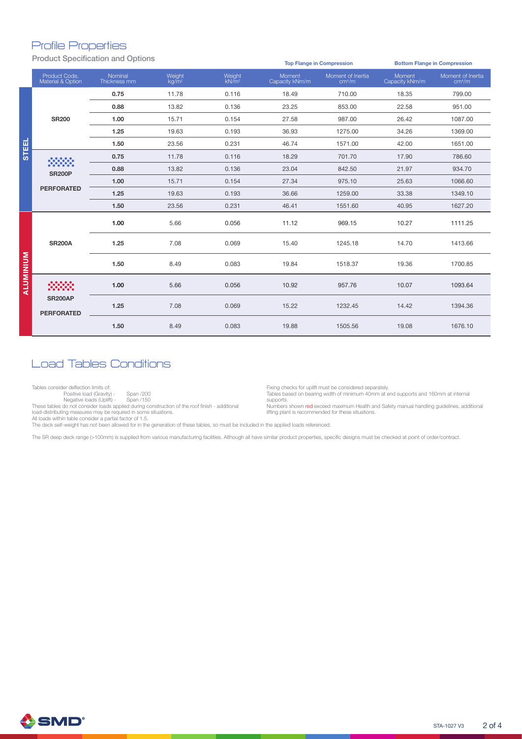# Profile Properties

## Product Specification and Options

| Material | Product Code, Material & Option | Nominal Thickness mm | Weight kg/m² | Weight kN/m² | Top Flange in Compression: Moment Capacity kNm/m | Top Flange in Compression: Moment of Inertia cm⁴/m | Bottom Flange in Compression: Moment Capacity kNm/m | Bottom Flange in Compression: Moment of Inertia cm⁴/m |
|---|---|---|---|---|---|---|---|---|
| STEEL | SR200 | 0.75 | 11.78 | 0.116 | 18.49 | 710.00 | 18.35 | 799.00 |
| | | 0.88 | 13.82 | 0.136 | 23.25 | 853.00 | 22.58 | 951.00 |
| | | 1.00 | 15.71 | 0.154 | 27.58 | 987.00 | 26.42 | 1087.00 |
| | | 1.25 | 19.63 | 0.193 | 36.93 | 1275.00 | 34.26 | 1369.00 |
| | | 1.50 | 23.56 | 0.231 | 46.74 | 1571.00 | 42.00 | 1651.00 |
| | SR200P PERFORATED | 0.75 | 11.78 | 0.116 | 18.29 | 701.70 | 17.90 | 786.60 |
| | | 0.88 | 13.82 | 0.136 | 23.04 | 842.50 | 21.97 | 934.70 |
| | | 1.00 | 15.71 | 0.154 | 27.34 | 975.10 | 25.63 | 1066.60 |
| | | 1.25 | 19.63 | 0.193 | 36.66 | 1259.00 | 33.38 | 1349.10 |
| | | 1.50 | 23.56 | 0.231 | 46.41 | 1551.60 | 40.95 | 1627.20 |
| ALUMINIUM | SR200A | 1.00 | 5.66 | 0.056 | 11.12 | 969.15 | 10.27 | 1111.25 |
| | | 1.25 | 7.08 | 0.069 | 15.40 | 1245.18 | 14.70 | 1413.66 |
| | | 1.50 | 8.49 | 0.083 | 19.84 | 1518.37 | 19.36 | 1700.85 |
| | SR200AP PERFORATED | 1.00 | 5.66 | 0.056 | 10.92 | 957.76 | 10.07 | 1093.64 |
| | | 1.25 | 7.08 | 0.069 | 15.22 | 1232.45 | 14.42 | 1394.36 |
| | | 1.50 | 8.49 | 0.083 | 19.88 | 1505.56 | 19.08 | 1676.10 |

# Load Tables Conditions

Tables consider deflection limits of:
- Positive load (Gravity) - Span /200
- Negative loads (Uplift) - Span /150

These tables do not consider loads applied during construction of the roof finish - additional load-distributing measures may be required in some situations.
All loads within table consider a partial factor of 1.5.

Fixing checks for uplift must be considered separately.
Tables based on bearing width of minimum 40mm at end supports and 160mm at internal supports.
Numbers shown red exceed maximum Health and Safety manual handling guidelines, additional lifting plant is recommended for these situations.

The deck self-weight has not been allowed for in the generation of these tables, so must be included in the applied loads referenced.

The SR deep deck range (>100mm) is supplied from various manufacturing facilities. Although all have similar product properties, specific designs must be checked at point of order/contract.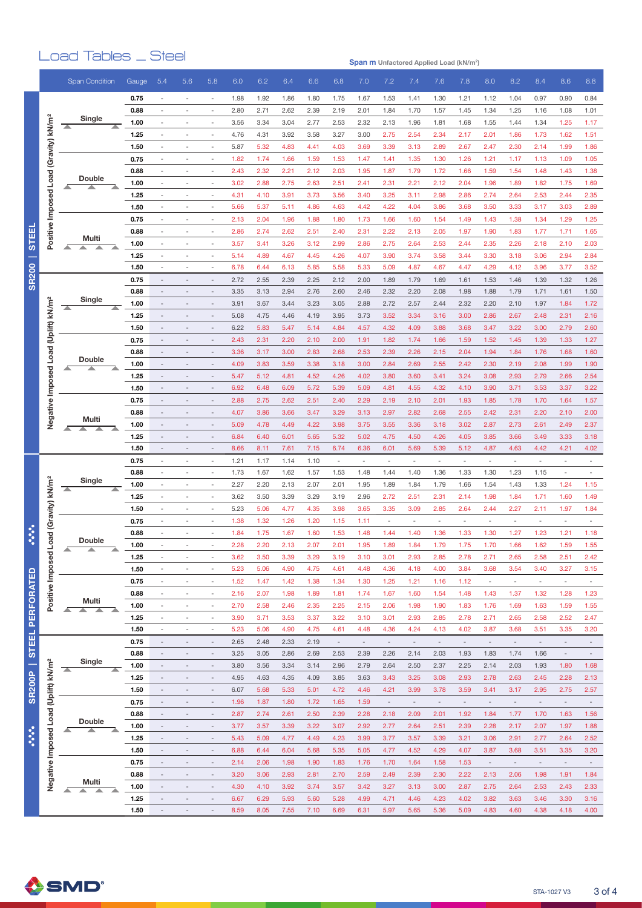# Load Tables _ Steel

**Span m** Unfactored Applied Load (kN/m²)

## SR200 | STEEL

| Load | Span Condition | Gauge | 5.4 | 5.6 | 5.8 | 6.0 | 6.2 | 6.4 | 6.6 | 6.8 | 7.0 | 7.2 | 7.4 | 7.6 | 7.8 | 8.0 | 8.2 | 8.4 | 8.6 | 8.8 |
|---|---|---|---|---|---|---|---|---|---|---|---|---|---|---|---|---|---|---|---|---|
| Positive Imposed Load (Gravity) kN/m² | Single | 0.75 | - | - | - | 1.98 | 1.92 | 1.86 | 1.80 | 1.75 | 1.67 | 1.53 | 1.41 | 1.30 | 1.21 | 1.12 | 1.04 | 0.97 | 0.90 | 0.84 |
| | | 0.88 | - | - | - | 2.80 | 2.71 | 2.62 | 2.39 | 2.19 | 2.01 | 1.84 | 1.70 | 1.57 | 1.45 | 1.34 | 1.25 | 1.16 | 1.08 | 1.01 |
| | | 1.00 | - | - | - | 3.56 | 3.34 | 3.04 | 2.77 | 2.53 | 2.32 | 2.13 | 1.96 | 1.81 | 1.68 | 1.55 | 1.44 | 1.34 | 1.25 | 1.17 |
| | | 1.25 | - | - | - | 4.76 | 4.31 | 3.92 | 3.58 | 3.27 | 3.00 | 2.75 | 2.54 | 2.34 | 2.17 | 2.01 | 1.86 | 1.73 | 1.62 | 1.51 |
| | | 1.50 | - | - | - | 5.87 | 5.32 | 4.83 | 4.41 | 4.03 | 3.69 | 3.39 | 3.13 | 2.89 | 2.67 | 2.47 | 2.30 | 2.14 | 1.99 | 1.86 |
| | Double | 0.75 | - | - | - | 1.82 | 1.74 | 1.66 | 1.59 | 1.53 | 1.47 | 1.41 | 1.35 | 1.30 | 1.26 | 1.21 | 1.17 | 1.13 | 1.09 | 1.05 |
| | | 0.88 | - | - | - | 2.43 | 2.32 | 2.21 | 2.12 | 2.03 | 1.95 | 1.87 | 1.79 | 1.72 | 1.66 | 1.59 | 1.54 | 1.48 | 1.43 | 1.38 |
| | | 1.00 | - | - | - | 3.02 | 2.88 | 2.75 | 2.63 | 2.51 | 2.41 | 2.31 | 2.21 | 2.12 | 2.04 | 1.96 | 1.89 | 1.82 | 1.75 | 1.69 |
| | | 1.25 | - | - | - | 4.31 | 4.10 | 3.91 | 3.73 | 3.56 | 3.40 | 3.25 | 3.11 | 2.98 | 2.86 | 2.74 | 2.64 | 2.53 | 2.44 | 2.35 |
| | | 1.50 | - | - | - | 5.66 | 5.37 | 5.11 | 4.86 | 4.63 | 4.42 | 4.22 | 4.04 | 3.86 | 3.68 | 3.50 | 3.33 | 3.17 | 3.03 | 2.89 |
| | Multi | 0.75 | - | - | - | 2.13 | 2.04 | 1.96 | 1.88 | 1.80 | 1.73 | 1.66 | 1.60 | 1.54 | 1.49 | 1.43 | 1.38 | 1.34 | 1.29 | 1.25 |
| | | 0.88 | - | - | - | 2.86 | 2.74 | 2.62 | 2.51 | 2.40 | 2.31 | 2.22 | 2.13 | 2.05 | 1.97 | 1.90 | 1.83 | 1.77 | 1.71 | 1.65 |
| | | 1.00 | - | - | - | 3.57 | 3.41 | 3.26 | 3.12 | 2.99 | 2.86 | 2.75 | 2.64 | 2.53 | 2.44 | 2.35 | 2.26 | 2.18 | 2.10 | 2.03 |
| | | 1.25 | - | - | - | 5.14 | 4.89 | 4.67 | 4.45 | 4.26 | 4.07 | 3.90 | 3.74 | 3.58 | 3.44 | 3.30 | 3.18 | 3.06 | 2.94 | 2.84 |
| | | 1.50 | - | - | - | 6.78 | 6.44 | 6.13 | 5.85 | 5.58 | 5.33 | 5.09 | 4.87 | 4.67 | 4.47 | 4.29 | 4.12 | 3.96 | 3.77 | 3.52 |
| Negative Imposed Load (Uplift) kN/m² | Single | 0.75 | - | - | - | 2.72 | 2.55 | 2.39 | 2.25 | 2.12 | 2.00 | 1.89 | 1.79 | 1.69 | 1.61 | 1.53 | 1.46 | 1.39 | 1.32 | 1.26 |
| | | 0.88 | - | - | - | 3.35 | 3.13 | 2.94 | 2.76 | 2.60 | 2.46 | 2.32 | 2.20 | 2.08 | 1.98 | 1.88 | 1.79 | 1.71 | 1.61 | 1.50 |
| | | 1.00 | - | - | - | 3.91 | 3.67 | 3.44 | 3.23 | 3.05 | 2.88 | 2.72 | 2.57 | 2.44 | 2.32 | 2.20 | 2.10 | 1.97 | 1.84 | 1.72 |
| | | 1.25 | - | - | - | 5.08 | 4.75 | 4.46 | 4.19 | 3.95 | 3.73 | 3.52 | 3.34 | 3.16 | 3.00 | 2.86 | 2.67 | 2.48 | 2.31 | 2.16 |
| | | 1.50 | - | - | - | 6.22 | 5.83 | 5.47 | 5.14 | 4.84 | 4.57 | 4.32 | 4.09 | 3.88 | 3.68 | 3.47 | 3.22 | 3.00 | 2.79 | 2.60 |
| | Double | 0.75 | - | - | - | 2.43 | 2.31 | 2.20 | 2.10 | 2.00 | 1.91 | 1.82 | 1.74 | 1.66 | 1.59 | 1.52 | 1.45 | 1.39 | 1.33 | 1.27 |
| | | 0.88 | - | - | - | 3.36 | 3.17 | 3.00 | 2.83 | 2.68 | 2.53 | 2.39 | 2.26 | 2.15 | 2.04 | 1.94 | 1.84 | 1.76 | 1.68 | 1.60 |
| | | 1.00 | - | - | - | 4.09 | 3.83 | 3.59 | 3.38 | 3.18 | 3.00 | 2.84 | 2.69 | 2.55 | 2.42 | 2.30 | 2.19 | 2.08 | 1.99 | 1.90 |
| | | 1.25 | - | - | - | 5.47 | 5.12 | 4.81 | 4.52 | 4.26 | 4.02 | 3.80 | 3.60 | 3.41 | 3.24 | 3.08 | 2.93 | 2.79 | 2.66 | 2.54 |
| | | 1.50 | - | - | - | 6.92 | 6.48 | 6.09 | 5.72 | 5.39 | 5.09 | 4.81 | 4.55 | 4.32 | 4.10 | 3.90 | 3.71 | 3.53 | 3.37 | 3.22 |
| | Multi | 0.75 | - | - | - | 2.88 | 2.75 | 2.62 | 2.51 | 2.40 | 2.29 | 2.19 | 2.10 | 2.01 | 1.93 | 1.85 | 1.78 | 1.70 | 1.64 | 1.57 |
| | | 0.88 | - | - | - | 4.07 | 3.86 | 3.66 | 3.47 | 3.29 | 3.13 | 2.97 | 2.82 | 2.68 | 2.55 | 2.42 | 2.31 | 2.20 | 2.10 | 2.00 |
| | | 1.00 | - | - | - | 5.09 | 4.78 | 4.49 | 4.22 | 3.98 | 3.75 | 3.55 | 3.36 | 3.18 | 3.02 | 2.87 | 2.73 | 2.61 | 2.49 | 2.37 |
| | | 1.25 | - | - | - | 6.84 | 6.40 | 6.01 | 5.65 | 5.32 | 5.02 | 4.75 | 4.50 | 4.26 | 4.05 | 3.85 | 3.66 | 3.49 | 3.33 | 3.18 |
| | | 1.50 | - | - | - | 8.66 | 8.11 | 7.61 | 7.15 | 6.74 | 6.36 | 6.01 | 5.69 | 5.39 | 5.12 | 4.87 | 4.63 | 4.42 | 4.21 | 4.02 |

## SR200P | STEEL PERFORATED

| Load | Span Condition | Gauge | 5.4 | 5.6 | 5.8 | 6.0 | 6.2 | 6.4 | 6.6 | 6.8 | 7.0 | 7.2 | 7.4 | 7.6 | 7.8 | 8.0 | 8.2 | 8.4 | 8.6 | 8.8 |
|---|---|---|---|---|---|---|---|---|---|---|---|---|---|---|---|---|---|---|---|---|
| Positive Imposed Load (Gravity) kN/m² | Single | 0.75 | - | - | - | 1.21 | 1.17 | 1.14 | 1.10 | - | - | - | - | - | - | - | - | - | - | - |
| | | 0.88 | - | - | - | 1.73 | 1.67 | 1.62 | 1.57 | 1.53 | 1.48 | 1.44 | 1.40 | 1.36 | 1.33 | 1.30 | 1.23 | 1.15 | - | - |
| | | 1.00 | - | - | - | 2.27 | 2.20 | 2.13 | 2.07 | 2.01 | 1.95 | 1.89 | 1.84 | 1.79 | 1.66 | 1.54 | 1.43 | 1.33 | 1.24 | 1.15 |
| | | 1.25 | - | - | - | 3.62 | 3.50 | 3.39 | 3.29 | 3.19 | 2.96 | 2.72 | 2.51 | 2.31 | 2.14 | 1.98 | 1.84 | 1.71 | 1.60 | 1.49 |
| | | 1.50 | - | - | - | 5.23 | 5.06 | 4.77 | 4.35 | 3.98 | 3.65 | 3.35 | 3.09 | 2.85 | 2.64 | 2.44 | 2.27 | 2.11 | 1.97 | 1.84 |
| | Double | 0.75 | - | - | - | 1.38 | 1.32 | 1.26 | 1.20 | 1.15 | 1.11 | - | - | - | - | - | - | - | - | - |
| | | 0.88 | - | - | - | 1.84 | 1.75 | 1.67 | 1.60 | 1.53 | 1.48 | 1.44 | 1.40 | 1.36 | 1.33 | 1.30 | 1.27 | 1.23 | 1.21 | 1.18 |
| | | 1.00 | - | - | - | 2.28 | 2.20 | 2.13 | 2.07 | 2.01 | 1.95 | 1.89 | 1.84 | 1.79 | 1.75 | 1.70 | 1.66 | 1.62 | 1.59 | 1.55 |
| | | 1.25 | - | - | - | 3.62 | 3.50 | 3.39 | 3.29 | 3.19 | 3.10 | 3.01 | 2.93 | 2.85 | 2.78 | 2.71 | 2.65 | 2.58 | 2.51 | 2.42 |
| | | 1.50 | - | - | - | 5.23 | 5.06 | 4.90 | 4.75 | 4.61 | 4.48 | 4.36 | 4.18 | 4.00 | 3.84 | 3.68 | 3.54 | 3.40 | 3.27 | 3.15 |
| | Multi | 0.75 | - | - | - | 1.52 | 1.47 | 1.42 | 1.38 | 1.34 | 1.30 | 1.25 | 1.21 | 1.16 | 1.12 | - | - | - | - | - |
| | | 0.88 | - | - | - | 2.16 | 2.07 | 1.98 | 1.89 | 1.81 | 1.74 | 1.67 | 1.60 | 1.54 | 1.48 | 1.43 | 1.37 | 1.32 | 1.28 | 1.23 |
| | | 1.00 | - | - | - | 2.70 | 2.58 | 2.46 | 2.35 | 2.25 | 2.15 | 2.06 | 1.98 | 1.90 | 1.83 | 1.76 | 1.69 | 1.63 | 1.59 | 1.55 |
| | | 1.25 | - | - | - | 3.90 | 3.71 | 3.53 | 3.37 | 3.22 | 3.10 | 3.01 | 2.93 | 2.85 | 2.78 | 2.71 | 2.65 | 2.58 | 2.52 | 2.47 |
| | | 1.50 | - | - | - | 5.23 | 5.06 | 4.90 | 4.75 | 4.61 | 4.48 | 4.36 | 4.24 | 4.13 | 4.02 | 3.87 | 3.68 | 3.51 | 3.35 | 3.20 |
| Negative Imposed Load (Uplift) kN/m² | Single | 0.75 | - | - | - | 2.65 | 2.48 | 2.33 | 2.19 | - | - | - | - | - | - | - | - | - | - | - |
| | | 0.88 | - | - | - | 3.25 | 3.05 | 2.86 | 2.69 | 2.53 | 2.39 | 2.26 | 2.14 | 2.03 | 1.93 | 1.83 | 1.74 | 1.66 | - | - |
| | | 1.00 | - | - | - | 3.80 | 3.56 | 3.34 | 3.14 | 2.96 | 2.79 | 2.64 | 2.50 | 2.37 | 2.25 | 2.14 | 2.03 | 1.93 | 1.80 | 1.68 |
| | | 1.25 | - | - | - | 4.95 | 4.63 | 4.35 | 4.09 | 3.85 | 3.63 | 3.43 | 3.25 | 3.08 | 2.93 | 2.78 | 2.63 | 2.45 | 2.28 | 2.13 |
| | | 1.50 | - | - | - | 6.07 | 5.68 | 5.33 | 5.01 | 4.72 | 4.46 | 4.21 | 3.99 | 3.78 | 3.59 | 3.41 | 3.17 | 2.95 | 2.75 | 2.57 |
| | Double | 0.75 | - | - | - | 1.96 | 1.87 | 1.80 | 1.72 | 1.65 | 1.59 | - | - | - | - | - | - | - | - | - |
| | | 0.88 | - | - | - | 2.87 | 2.74 | 2.61 | 2.50 | 2.39 | 2.28 | 2.18 | 2.09 | 2.01 | 1.92 | 1.84 | 1.77 | 1.70 | 1.63 | 1.56 |
| | | 1.00 | - | - | - | 3.77 | 3.57 | 3.39 | 3.22 | 3.07 | 2.92 | 2.77 | 2.64 | 2.51 | 2.39 | 2.28 | 2.17 | 2.07 | 1.97 | 1.88 |
| | | 1.25 | - | - | - | 5.43 | 5.09 | 4.77 | 4.49 | 4.23 | 3.99 | 3.77 | 3.57 | 3.39 | 3.21 | 3.06 | 2.91 | 2.77 | 2.64 | 2.52 |
| | | 1.50 | - | - | - | 6.88 | 6.44 | 6.04 | 5.68 | 5.35 | 5.05 | 4.77 | 4.52 | 4.29 | 4.07 | 3.87 | 3.68 | 3.51 | 3.35 | 3.20 |
| | Multi | 0.75 | - | - | - | 2.14 | 2.06 | 1.98 | 1.90 | 1.83 | 1.76 | 1.70 | 1.64 | 1.58 | 1.53 | - | - | - | - | - |
| | | 0.88 | - | - | - | 3.20 | 3.06 | 2.93 | 2.81 | 2.70 | 2.59 | 2.49 | 2.39 | 2.30 | 2.22 | 2.13 | 2.06 | 1.98 | 1.91 | 1.84 |
| | | 1.00 | - | - | - | 4.30 | 4.10 | 3.92 | 3.74 | 3.57 | 3.42 | 3.27 | 3.13 | 3.00 | 2.87 | 2.75 | 2.64 | 2.53 | 2.43 | 2.33 |
| | | 1.25 | - | - | - | 6.67 | 6.29 | 5.93 | 5.60 | 5.28 | 4.99 | 4.71 | 4.46 | 4.23 | 4.02 | 3.82 | 3.63 | 3.46 | 3.30 | 3.16 |
| | | 1.50 | - | - | - | 8.59 | 8.05 | 7.55 | 7.10 | 6.69 | 6.31 | 5.97 | 5.65 | 5.36 | 5.09 | 4.83 | 4.60 | 4.38 | 4.18 | 4.00 |

STA-1027 V3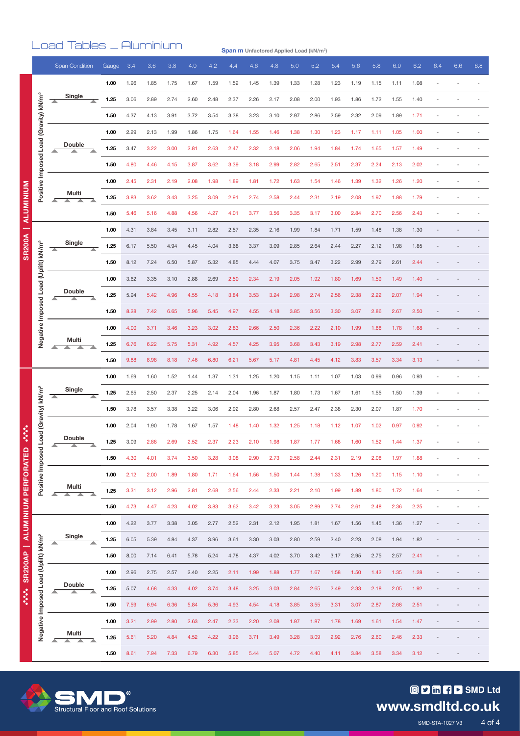# Load Tables _ Aluminium

**Span m** Unfactored Applied Load (kN/m²)

| Product | Load Type | Span Condition | Gauge | 3.4 | 3.6 | 3.8 | 4.0 | 4.2 | 4.4 | 4.6 | 4.8 | 5.0 | 5.2 | 5.4 | 5.6 | 5.8 | 6.0 | 6.2 | 6.4 | 6.6 | 6.8 |
|---|---|---|---|---|---|---|---|---|---|---|---|---|---|---|---|---|---|---|---|---|---|
| SR200A \| ALUMINIUM | Positive Imposed Load (Gravity) kN/m² | Single | 1.00 | 1.96 | 1.85 | 1.75 | 1.67 | 1.59 | 1.52 | 1.45 | 1.39 | 1.33 | 1.28 | 1.23 | 1.19 | 1.15 | 1.11 | 1.08 | - | - | - |
| | | | 1.25 | 3.06 | 2.89 | 2.74 | 2.60 | 2.48 | 2.37 | 2.26 | 2.17 | 2.08 | 2.00 | 1.93 | 1.86 | 1.72 | 1.55 | 1.40 | - | - | - |
| | | | 1.50 | 4.37 | 4.13 | 3.91 | 3.72 | 3.54 | 3.38 | 3.23 | 3.10 | 2.97 | 2.86 | 2.59 | 2.32 | 2.09 | 1.89 | 1.71 | - | - | - |
| | | Double | 1.00 | 2.29 | 2.13 | 1.99 | 1.86 | 1.75 | 1.64 | 1.55 | 1.46 | 1.38 | 1.30 | 1.23 | 1.17 | 1.11 | 1.05 | 1.00 | - | - | - |
| | | | 1.25 | 3.47 | 3.22 | 3.00 | 2.81 | 2.63 | 2.47 | 2.32 | 2.18 | 2.06 | 1.94 | 1.84 | 1.74 | 1.65 | 1.57 | 1.49 | - | - | - |
| | | | 1.50 | 4.80 | 4.46 | 4.15 | 3.87 | 3.62 | 3.39 | 3.18 | 2.99 | 2.82 | 2.65 | 2.51 | 2.37 | 2.24 | 2.13 | 2.02 | - | - | - |
| | | Multi | 1.00 | 2.45 | 2.31 | 2.19 | 2.08 | 1.98 | 1.89 | 1.81 | 1.72 | 1.63 | 1.54 | 1.46 | 1.39 | 1.32 | 1.26 | 1.20 | - | - | - |
| | | | 1.25 | 3.83 | 3.62 | 3.43 | 3.25 | 3.09 | 2.91 | 2.74 | 2.58 | 2.44 | 2.31 | 2.19 | 2.08 | 1.97 | 1.88 | 1.79 | - | - | - |
| | | | 1.50 | 5.46 | 5.16 | 4.88 | 4.56 | 4.27 | 4.01 | 3.77 | 3.56 | 3.35 | 3.17 | 3.00 | 2.84 | 2.70 | 2.56 | 2.43 | - | - | - |
| | Negative Imposed Load (Uplift) kN/m² | Single | 1.00 | 4.31 | 3.84 | 3.45 | 3.11 | 2.82 | 2.57 | 2.35 | 2.16 | 1.99 | 1.84 | 1.71 | 1.59 | 1.48 | 1.38 | 1.30 | - | - | - |
| | | | 1.25 | 6.17 | 5.50 | 4.94 | 4.45 | 4.04 | 3.68 | 3.37 | 3.09 | 2.85 | 2.64 | 2.44 | 2.27 | 2.12 | 1.98 | 1.85 | - | - | - |
| | | | 1.50 | 8.12 | 7.24 | 6.50 | 5.87 | 5.32 | 4.85 | 4.44 | 4.07 | 3.75 | 3.47 | 3.22 | 2.99 | 2.79 | 2.61 | 2.44 | - | - | - |
| | | Double | 1.00 | 3.62 | 3.35 | 3.10 | 2.88 | 2.69 | 2.50 | 2.34 | 2.19 | 2.05 | 1.92 | 1.80 | 1.69 | 1.59 | 1.49 | 1.40 | - | - | - |
| | | | 1.25 | 5.94 | 5.42 | 4.96 | 4.55 | 4.18 | 3.84 | 3.53 | 3.24 | 2.98 | 2.74 | 2.56 | 2.38 | 2.22 | 2.07 | 1.94 | - | - | - |
| | | | 1.50 | 8.28 | 7.42 | 6.65 | 5.96 | 5.45 | 4.97 | 4.55 | 4.18 | 3.85 | 3.56 | 3.30 | 3.07 | 2.86 | 2.67 | 2.50 | - | - | - |
| | | Multi | 1.00 | 4.00 | 3.71 | 3.46 | 3.23 | 3.02 | 2.83 | 2.66 | 2.50 | 2.36 | 2.22 | 2.10 | 1.99 | 1.88 | 1.78 | 1.68 | - | - | - |
| | | | 1.25 | 6.76 | 6.22 | 5.75 | 5.31 | 4.92 | 4.57 | 4.25 | 3.95 | 3.68 | 3.43 | 3.19 | 2.98 | 2.77 | 2.59 | 2.41 | - | - | - |
| | | | 1.50 | 9.88 | 8.98 | 8.18 | 7.46 | 6.80 | 6.21 | 5.67 | 5.17 | 4.81 | 4.45 | 4.12 | 3.83 | 3.57 | 3.34 | 3.13 | - | - | - |
| SR200AP \| ALUMINIUM PERFORATED | Positive Imposed Load (Gravity) kN/m² | Single | 1.00 | 1.69 | 1.60 | 1.52 | 1.44 | 1.37 | 1.31 | 1.25 | 1.20 | 1.15 | 1.11 | 1.07 | 1.03 | 0.99 | 0.96 | 0.93 | - | - | - |
| | | | 1.25 | 2.65 | 2.50 | 2.37 | 2.25 | 2.14 | 2.04 | 1.96 | 1.87 | 1.80 | 1.73 | 1.67 | 1.61 | 1.55 | 1.50 | 1.39 | - | - | - |
| | | | 1.50 | 3.78 | 3.57 | 3.38 | 3.22 | 3.06 | 2.92 | 2.80 | 2.68 | 2.57 | 2.47 | 2.38 | 2.30 | 2.07 | 1.87 | 1.70 | - | - | - |
| | | Double | 1.00 | 2.04 | 1.90 | 1.78 | 1.67 | 1.57 | 1.48 | 1.40 | 1.32 | 1.25 | 1.18 | 1.12 | 1.07 | 1.02 | 0.97 | 0.92 | - | - | - |
| | | | 1.25 | 3.09 | 2.88 | 2.69 | 2.52 | 2.37 | 2.23 | 2.10 | 1.98 | 1.87 | 1.77 | 1.68 | 1.60 | 1.52 | 1.44 | 1.37 | - | - | - |
| | | | 1.50 | 4.30 | 4.01 | 3.74 | 3.50 | 3.28 | 3.08 | 2.90 | 2.73 | 2.58 | 2.44 | 2.31 | 2.19 | 2.08 | 1.97 | 1.88 | - | - | - |
| | | Multi | 1.00 | 2.12 | 2.00 | 1.89 | 1.80 | 1.71 | 1.64 | 1.56 | 1.50 | 1.44 | 1.38 | 1.33 | 1.26 | 1.20 | 1.15 | 1.10 | - | - | - |
| | | | 1.25 | 3.31 | 3.12 | 2.96 | 2.81 | 2.68 | 2.56 | 2.44 | 2.33 | 2.21 | 2.10 | 1.99 | 1.89 | 1.80 | 1.72 | 1.64 | - | - | - |
| | | | 1.50 | 4.73 | 4.47 | 4.23 | 4.02 | 3.83 | 3.62 | 3.42 | 3.23 | 3.05 | 2.89 | 2.74 | 2.61 | 2.48 | 2.36 | 2.25 | - | - | - |
| | Negative Imposed Load (Uplift) kN/m² | Single | 1.00 | 4.22 | 3.77 | 3.38 | 3.05 | 2.77 | 2.52 | 2.31 | 2.12 | 1.95 | 1.81 | 1.67 | 1.56 | 1.45 | 1.36 | 1.27 | - | - | - |
| | | | 1.25 | 6.05 | 5.39 | 4.84 | 4.37 | 3.96 | 3.61 | 3.30 | 3.03 | 2.80 | 2.59 | 2.40 | 2.23 | 2.08 | 1.94 | 1.82 | - | - | - |
| | | | 1.50 | 8.00 | 7.14 | 6.41 | 5.78 | 5.24 | 4.78 | 4.37 | 4.02 | 3.70 | 3.42 | 3.17 | 2.95 | 2.75 | 2.57 | 2.41 | - | - | - |
| | | Double | 1.00 | 2.96 | 2.75 | 2.57 | 2.40 | 2.25 | 2.11 | 1.99 | 1.88 | 1.77 | 1.67 | 1.58 | 1.50 | 1.42 | 1.35 | 1.28 | - | - | - |
| | | | 1.25 | 5.07 | 4.68 | 4.33 | 4.02 | 3.74 | 3.48 | 3.25 | 3.03 | 2.84 | 2.65 | 2.49 | 2.33 | 2.18 | 2.05 | 1.92 | - | - | - |
| | | | 1.50 | 7.59 | 6.94 | 6.36 | 5.84 | 5.36 | 4.93 | 4.54 | 4.18 | 3.85 | 3.55 | 3.31 | 3.07 | 2.87 | 2.68 | 2.51 | - | - | - |
| | | Multi | 1.00 | 3.21 | 2.99 | 2.80 | 2.63 | 2.47 | 2.33 | 2.20 | 2.08 | 1.97 | 1.87 | 1.78 | 1.69 | 1.61 | 1.54 | 1.47 | - | - | - |
| | | | 1.25 | 5.61 | 5.20 | 4.84 | 4.52 | 4.22 | 3.96 | 3.71 | 3.49 | 3.28 | 3.09 | 2.92 | 2.76 | 2.60 | 2.46 | 2.33 | - | - | - |
| | | | 1.50 | 8.61 | 7.94 | 7.33 | 6.79 | 6.30 | 5.85 | 5.44 | 5.07 | 4.72 | 4.40 | 4.11 | 3.84 | 3.58 | 3.34 | 3.12 | - | - | - |

SMD® Structural Floor and Roof Solutions

SMD Ltd
www.smdltd.co.uk

SMD-STA-1027 V3